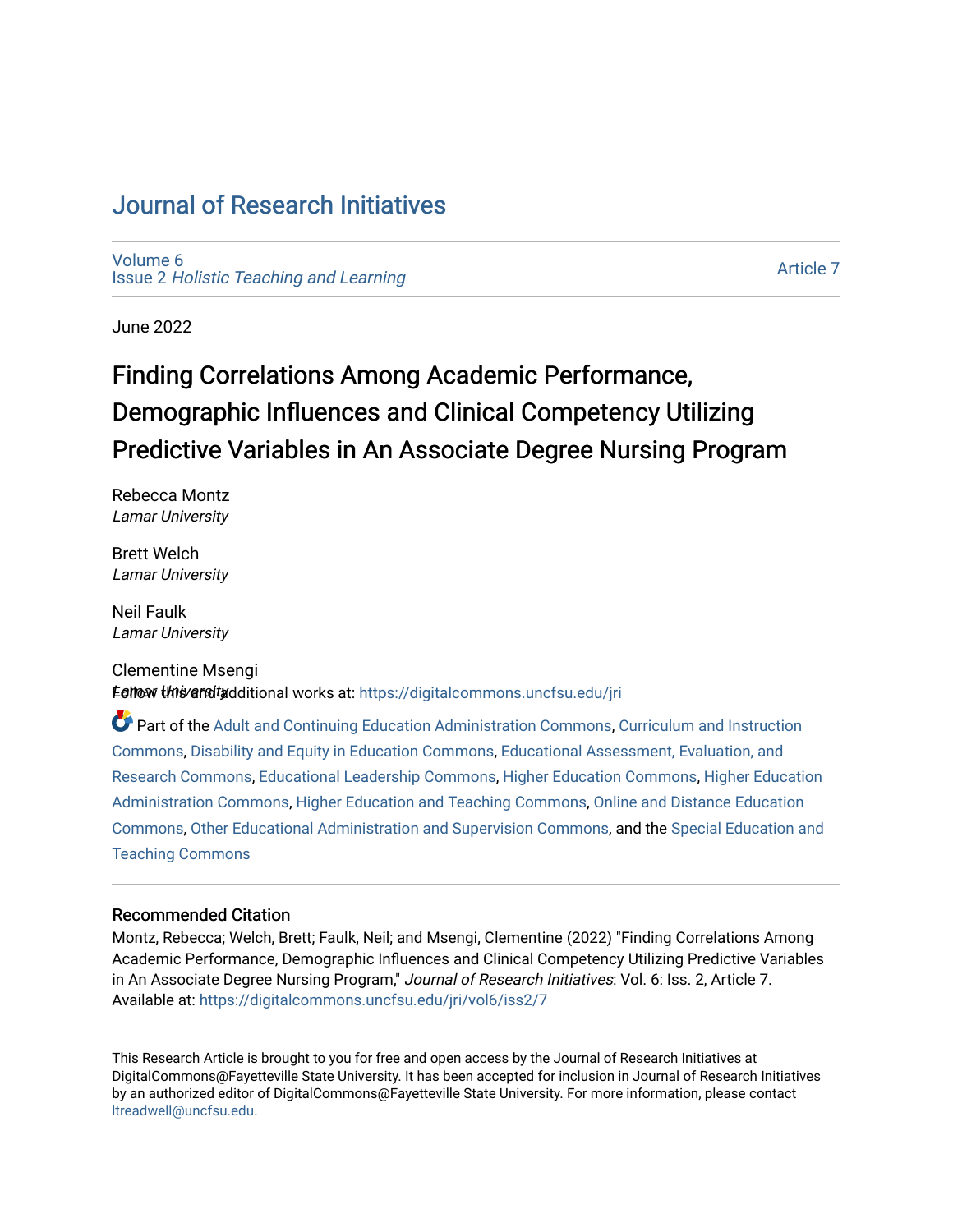# Journal of Research Initiatives

Volume 6
Issue 2 *Holistic Teaching and Learning*

Article 7

June 2022

## Finding Correlations Among Academic Performance, Demographic Influences and Clinical Competency Utilizing Predictive Variables in An Associate Degree Nursing Program

Rebecca Montz
*Lamar University*

Brett Welch
*Lamar University*

Neil Faulk
*Lamar University*

Clementine Msengi
*Lamar University*

Follow this and additional works at: https://digitalcommons.uncfsu.edu/jri

Part of the Adult and Continuing Education Administration Commons, Curriculum and Instruction Commons, Disability and Equity in Education Commons, Educational Assessment, Evaluation, and Research Commons, Educational Leadership Commons, Higher Education Commons, Higher Education Administration Commons, Higher Education and Teaching Commons, Online and Distance Education Commons, Other Educational Administration and Supervision Commons, and the Special Education and Teaching Commons

### Recommended Citation

Montz, Rebecca; Welch, Brett; Faulk, Neil; and Msengi, Clementine (2022) "Finding Correlations Among Academic Performance, Demographic Influences and Clinical Competency Utilizing Predictive Variables in An Associate Degree Nursing Program," *Journal of Research Initiatives*: Vol. 6: Iss. 2, Article 7.
Available at: https://digitalcommons.uncfsu.edu/jri/vol6/iss2/7

This Research Article is brought to you for free and open access by the Journal of Research Initiatives at DigitalCommons@Fayetteville State University. It has been accepted for inclusion in Journal of Research Initiatives by an authorized editor of DigitalCommons@Fayetteville State University. For more information, please contact ltreadwell@uncfsu.edu.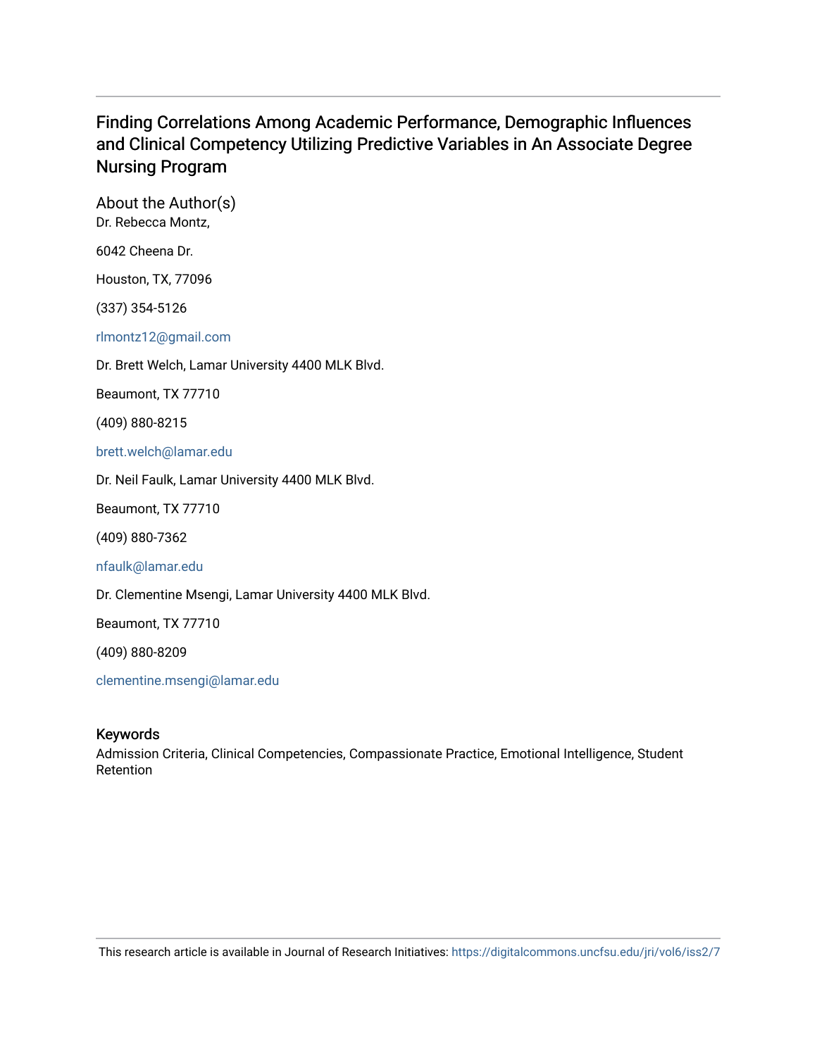# Finding Correlations Among Academic Performance, Demographic Influences and Clinical Competency Utilizing Predictive Variables in An Associate Degree Nursing Program

## About the Author(s)

Dr. Rebecca Montz,

6042 Cheena Dr.

Houston, TX, 77096

(337) 354-5126

rlmontz12@gmail.com

Dr. Brett Welch, Lamar University 4400 MLK Blvd.

Beaumont, TX 77710

(409) 880-8215

brett.welch@lamar.edu

Dr. Neil Faulk, Lamar University 4400 MLK Blvd.

Beaumont, TX 77710

(409) 880-7362

nfaulk@lamar.edu

Dr. Clementine Msengi, Lamar University 4400 MLK Blvd.

Beaumont, TX 77710

(409) 880-8209

clementine.msengi@lamar.edu

## Keywords

Admission Criteria, Clinical Competencies, Compassionate Practice, Emotional Intelligence, Student Retention

This research article is available in Journal of Research Initiatives: https://digitalcommons.uncfsu.edu/jri/vol6/iss2/7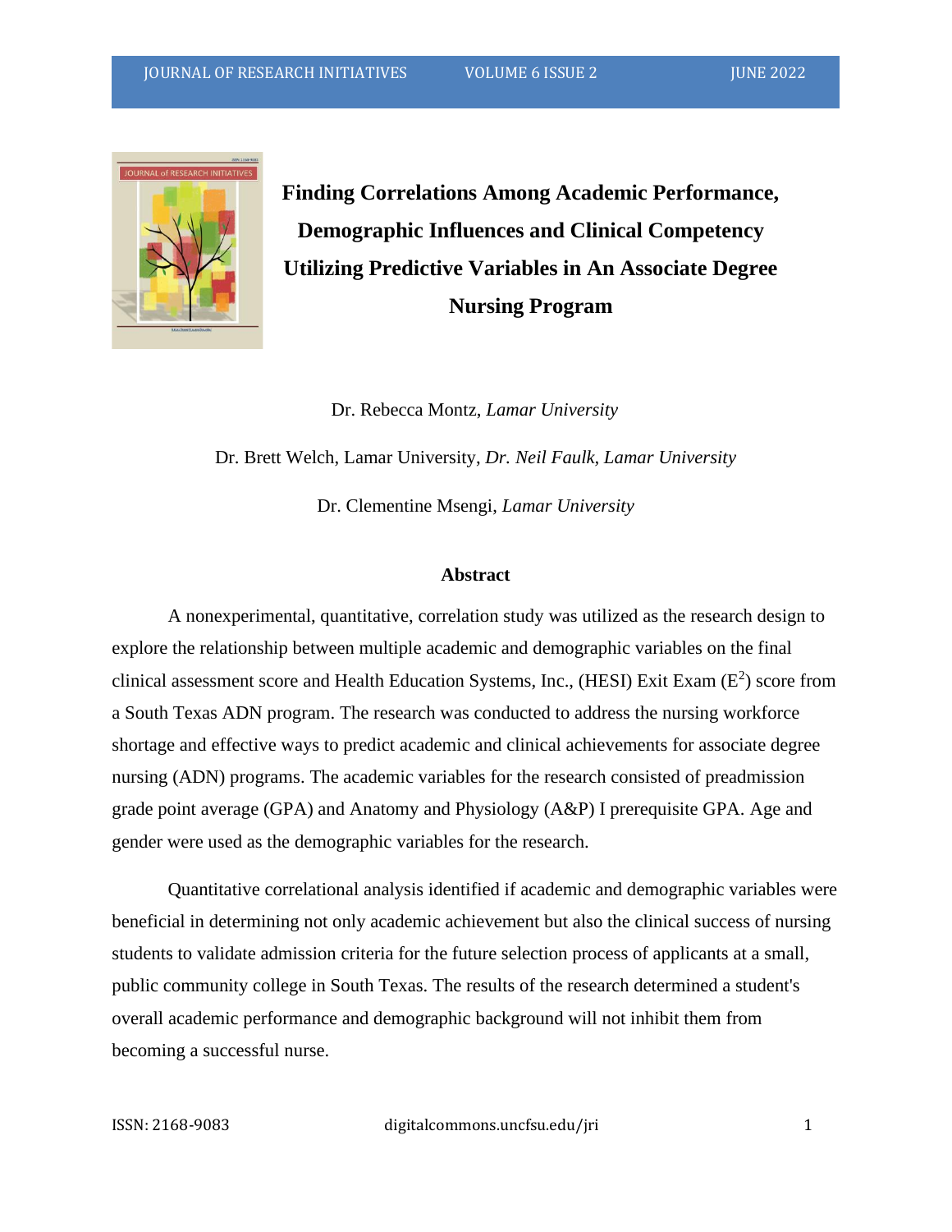# Finding Correlations Among Academic Performance, Demographic Influences and Clinical Competency Utilizing Predictive Variables in An Associate Degree Nursing Program

Dr. Rebecca Montz, *Lamar University*

Dr. Brett Welch, Lamar University, *Dr. Neil Faulk, Lamar University*

Dr. Clementine Msengi, *Lamar University*

## Abstract

A nonexperimental, quantitative, correlation study was utilized as the research design to explore the relationship between multiple academic and demographic variables on the final clinical assessment score and Health Education Systems, Inc., (HESI) Exit Exam ($E^2$) score from a South Texas ADN program. The research was conducted to address the nursing workforce shortage and effective ways to predict academic and clinical achievements for associate degree nursing (ADN) programs. The academic variables for the research consisted of preadmission grade point average (GPA) and Anatomy and Physiology (A&P) I prerequisite GPA. Age and gender were used as the demographic variables for the research.

Quantitative correlational analysis identified if academic and demographic variables were beneficial in determining not only academic achievement but also the clinical success of nursing students to validate admission criteria for the future selection process of applicants at a small, public community college in South Texas. The results of the research determined a student's overall academic performance and demographic background will not inhibit them from becoming a successful nurse.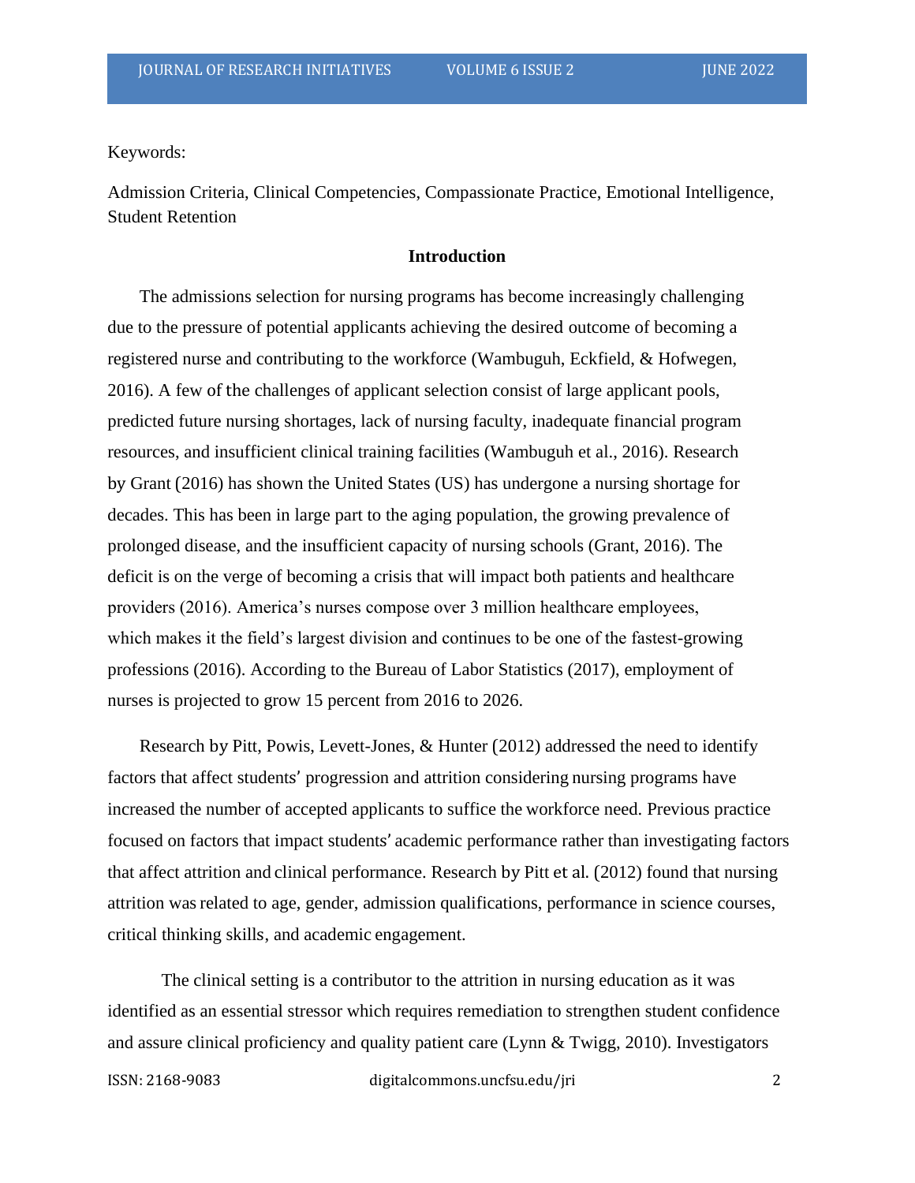Keywords:

Admission Criteria, Clinical Competencies, Compassionate Practice, Emotional Intelligence, Student Retention

## Introduction

The admissions selection for nursing programs has become increasingly challenging due to the pressure of potential applicants achieving the desired outcome of becoming a registered nurse and contributing to the workforce (Wambuguh, Eckfield, & Hofwegen, 2016). A few of the challenges of applicant selection consist of large applicant pools, predicted future nursing shortages, lack of nursing faculty, inadequate financial program resources, and insufficient clinical training facilities (Wambuguh et al., 2016). Research by Grant (2016) has shown the United States (US) has undergone a nursing shortage for decades. This has been in large part to the aging population, the growing prevalence of prolonged disease, and the insufficient capacity of nursing schools (Grant, 2016). The deficit is on the verge of becoming a crisis that will impact both patients and healthcare providers (2016). America's nurses compose over 3 million healthcare employees, which makes it the field's largest division and continues to be one of the fastest-growing professions (2016). According to the Bureau of Labor Statistics (2017), employment of nurses is projected to grow 15 percent from 2016 to 2026.

Research by Pitt, Powis, Levett-Jones, & Hunter (2012) addressed the need to identify factors that affect students' progression and attrition considering nursing programs have increased the number of accepted applicants to suffice the workforce need. Previous practice focused on factors that impact students' academic performance rather than investigating factors that affect attrition and clinical performance. Research by Pitt et al. (2012) found that nursing attrition was related to age, gender, admission qualifications, performance in science courses, critical thinking skills, and academic engagement.

The clinical setting is a contributor to the attrition in nursing education as it was identified as an essential stressor which requires remediation to strengthen student confidence and assure clinical proficiency and quality patient care (Lynn & Twigg, 2010). Investigators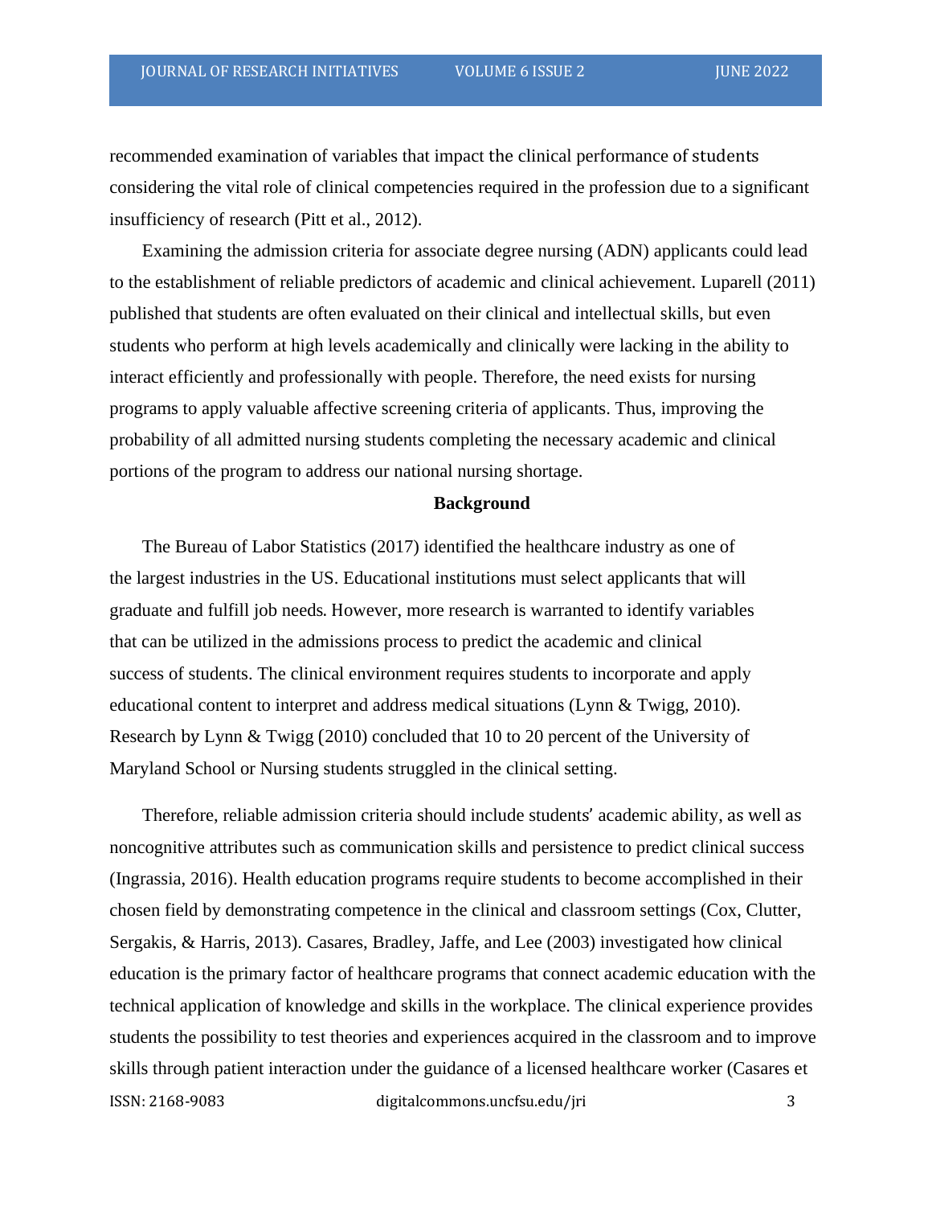recommended examination of variables that impact the clinical performance of students considering the vital role of clinical competencies required in the profession due to a significant insufficiency of research (Pitt et al., 2012).

Examining the admission criteria for associate degree nursing (ADN) applicants could lead to the establishment of reliable predictors of academic and clinical achievement. Luparell (2011) published that students are often evaluated on their clinical and intellectual skills, but even students who perform at high levels academically and clinically were lacking in the ability to interact efficiently and professionally with people. Therefore, the need exists for nursing programs to apply valuable affective screening criteria of applicants. Thus, improving the probability of all admitted nursing students completing the necessary academic and clinical portions of the program to address our national nursing shortage.

## Background

The Bureau of Labor Statistics (2017) identified the healthcare industry as one of the largest industries in the US. Educational institutions must select applicants that will graduate and fulfill job needs. However, more research is warranted to identify variables that can be utilized in the admissions process to predict the academic and clinical success of students. The clinical environment requires students to incorporate and apply educational content to interpret and address medical situations (Lynn & Twigg, 2010). Research by Lynn & Twigg (2010) concluded that 10 to 20 percent of the University of Maryland School or Nursing students struggled in the clinical setting.

Therefore, reliable admission criteria should include students' academic ability, as well as noncognitive attributes such as communication skills and persistence to predict clinical success (Ingrassia, 2016). Health education programs require students to become accomplished in their chosen field by demonstrating competence in the clinical and classroom settings (Cox, Clutter, Sergakis, & Harris, 2013). Casares, Bradley, Jaffe, and Lee (2003) investigated how clinical education is the primary factor of healthcare programs that connect academic education with the technical application of knowledge and skills in the workplace. The clinical experience provides students the possibility to test theories and experiences acquired in the classroom and to improve skills through patient interaction under the guidance of a licensed healthcare worker (Casares et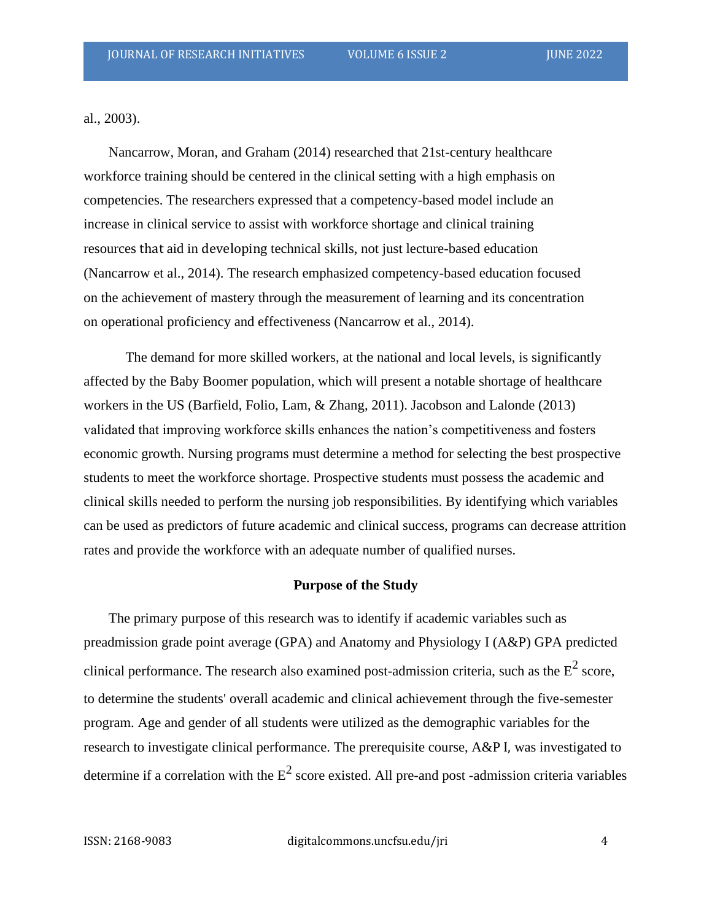al., 2003).

Nancarrow, Moran, and Graham (2014) researched that 21st-century healthcare workforce training should be centered in the clinical setting with a high emphasis on competencies. The researchers expressed that a competency-based model include an increase in clinical service to assist with workforce shortage and clinical training resources that aid in developing technical skills, not just lecture-based education (Nancarrow et al., 2014). The research emphasized competency-based education focused on the achievement of mastery through the measurement of learning and its concentration on operational proficiency and effectiveness (Nancarrow et al., 2014).

The demand for more skilled workers, at the national and local levels, is significantly affected by the Baby Boomer population, which will present a notable shortage of healthcare workers in the US (Barfield, Folio, Lam, & Zhang, 2011). Jacobson and Lalonde (2013) validated that improving workforce skills enhances the nation's competitiveness and fosters economic growth. Nursing programs must determine a method for selecting the best prospective students to meet the workforce shortage. Prospective students must possess the academic and clinical skills needed to perform the nursing job responsibilities. By identifying which variables can be used as predictors of future academic and clinical success, programs can decrease attrition rates and provide the workforce with an adequate number of qualified nurses.

## Purpose of the Study

The primary purpose of this research was to identify if academic variables such as preadmission grade point average (GPA) and Anatomy and Physiology I (A&P) GPA predicted clinical performance. The research also examined post-admission criteria, such as the $E^2$ score, to determine the students' overall academic and clinical achievement through the five-semester program. Age and gender of all students were utilized as the demographic variables for the research to investigate clinical performance. The prerequisite course, A&P I, was investigated to determine if a correlation with the $E^2$ score existed. All pre-and post -admission criteria variables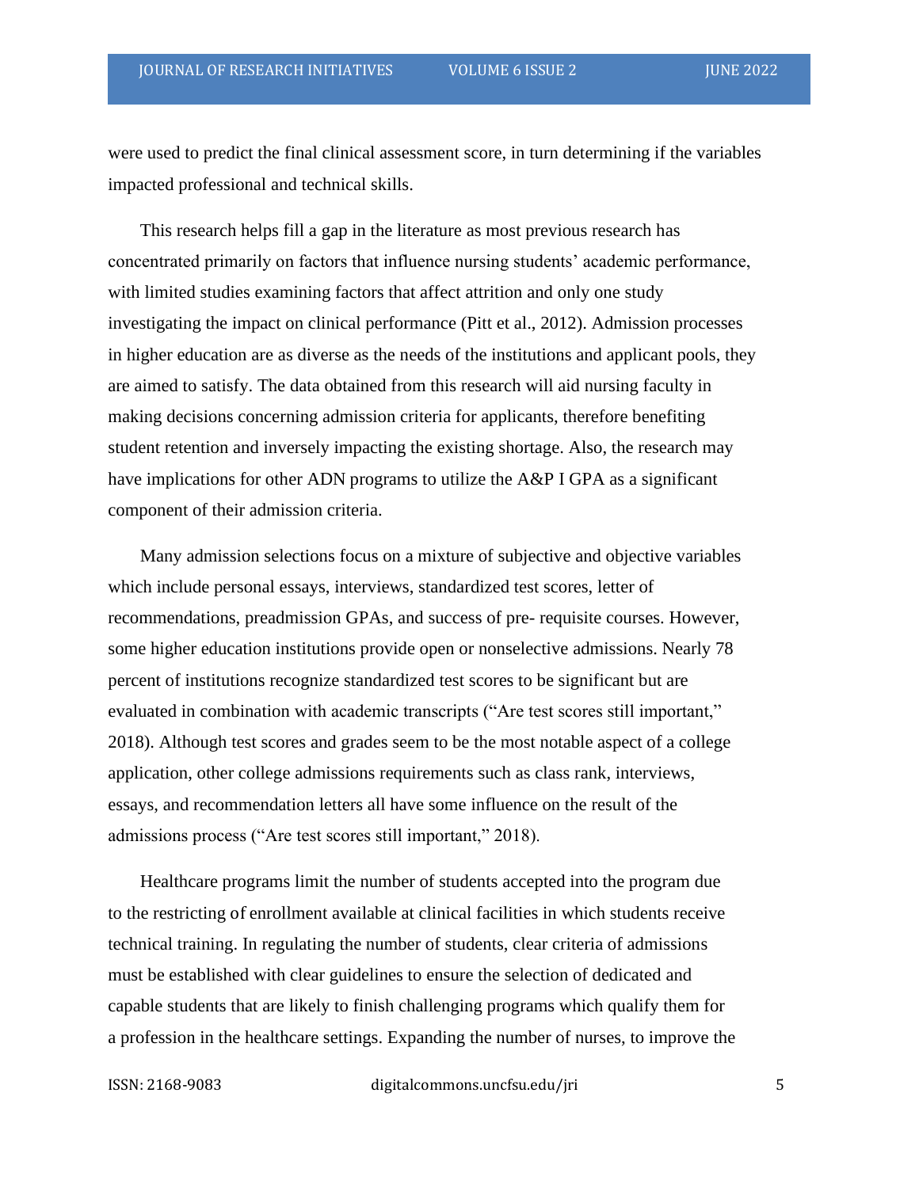were used to predict the final clinical assessment score, in turn determining if the variables impacted professional and technical skills.

This research helps fill a gap in the literature as most previous research has concentrated primarily on factors that influence nursing students' academic performance, with limited studies examining factors that affect attrition and only one study investigating the impact on clinical performance (Pitt et al., 2012). Admission processes in higher education are as diverse as the needs of the institutions and applicant pools, they are aimed to satisfy. The data obtained from this research will aid nursing faculty in making decisions concerning admission criteria for applicants, therefore benefiting student retention and inversely impacting the existing shortage. Also, the research may have implications for other ADN programs to utilize the A&P I GPA as a significant component of their admission criteria.

Many admission selections focus on a mixture of subjective and objective variables which include personal essays, interviews, standardized test scores, letter of recommendations, preadmission GPAs, and success of pre- requisite courses. However, some higher education institutions provide open or nonselective admissions. Nearly 78 percent of institutions recognize standardized test scores to be significant but are evaluated in combination with academic transcripts ("Are test scores still important," 2018). Although test scores and grades seem to be the most notable aspect of a college application, other college admissions requirements such as class rank, interviews, essays, and recommendation letters all have some influence on the result of the admissions process ("Are test scores still important," 2018).

Healthcare programs limit the number of students accepted into the program due to the restricting of enrollment available at clinical facilities in which students receive technical training. In regulating the number of students, clear criteria of admissions must be established with clear guidelines to ensure the selection of dedicated and capable students that are likely to finish challenging programs which qualify them for a profession in the healthcare settings. Expanding the number of nurses, to improve the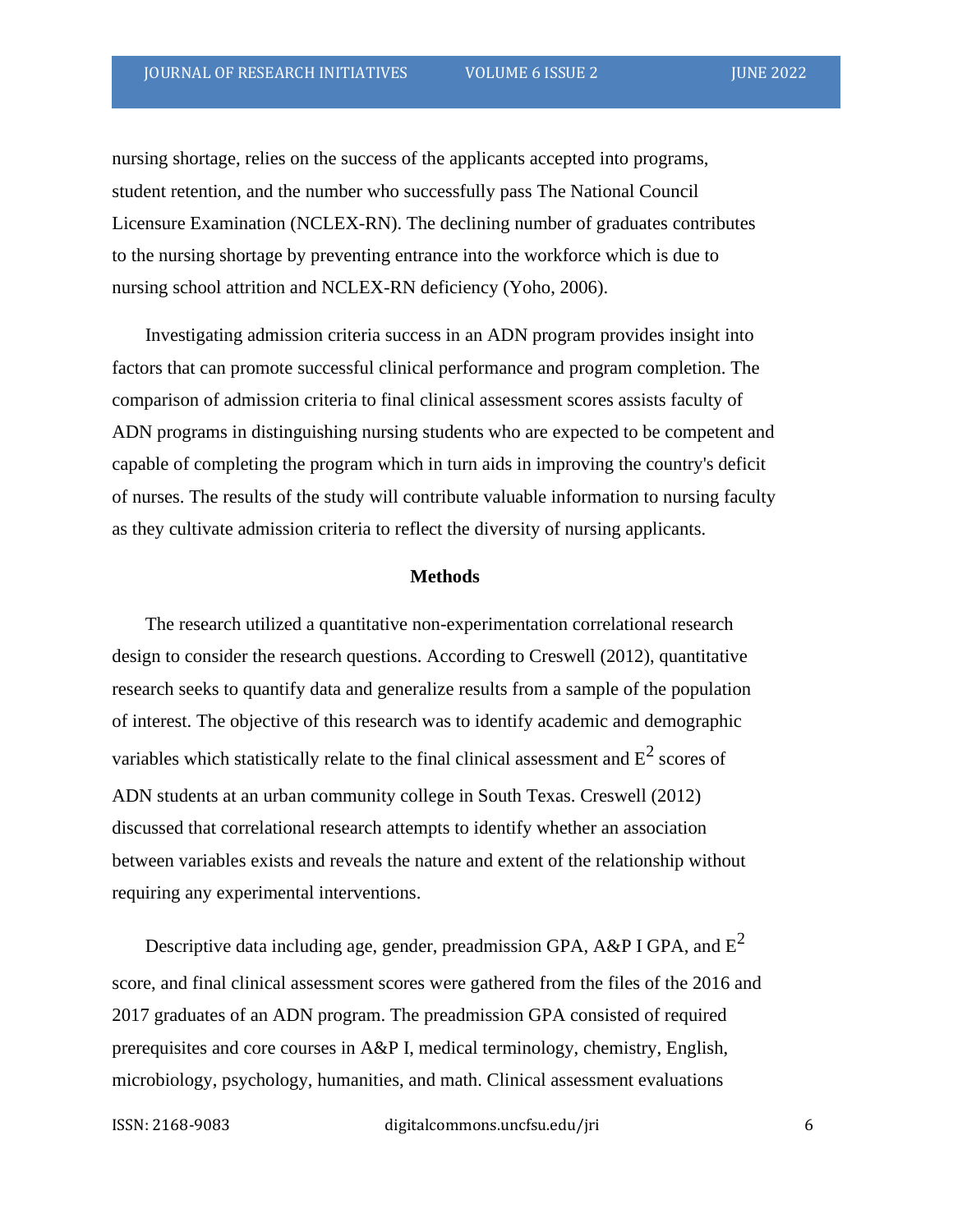nursing shortage, relies on the success of the applicants accepted into programs, student retention, and the number who successfully pass The National Council Licensure Examination (NCLEX-RN). The declining number of graduates contributes to the nursing shortage by preventing entrance into the workforce which is due to nursing school attrition and NCLEX-RN deficiency (Yoho, 2006).

Investigating admission criteria success in an ADN program provides insight into factors that can promote successful clinical performance and program completion. The comparison of admission criteria to final clinical assessment scores assists faculty of ADN programs in distinguishing nursing students who are expected to be competent and capable of completing the program which in turn aids in improving the country's deficit of nurses. The results of the study will contribute valuable information to nursing faculty as they cultivate admission criteria to reflect the diversity of nursing applicants.

## Methods

The research utilized a quantitative non-experimentation correlational research design to consider the research questions. According to Creswell (2012), quantitative research seeks to quantify data and generalize results from a sample of the population of interest. The objective of this research was to identify academic and demographic variables which statistically relate to the final clinical assessment and $E^2$ scores of ADN students at an urban community college in South Texas. Creswell (2012) discussed that correlational research attempts to identify whether an association between variables exists and reveals the nature and extent of the relationship without requiring any experimental interventions.

Descriptive data including age, gender, preadmission GPA, A&P I GPA, and $E^2$ score, and final clinical assessment scores were gathered from the files of the 2016 and 2017 graduates of an ADN program. The preadmission GPA consisted of required prerequisites and core courses in A&P I, medical terminology, chemistry, English, microbiology, psychology, humanities, and math. Clinical assessment evaluations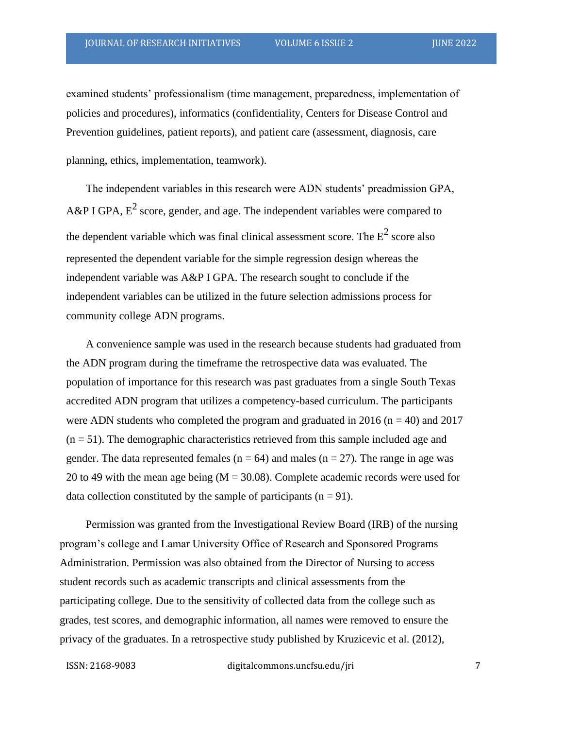examined students' professionalism (time management, preparedness, implementation of policies and procedures), informatics (confidentiality, Centers for Disease Control and Prevention guidelines, patient reports), and patient care (assessment, diagnosis, care planning, ethics, implementation, teamwork).

The independent variables in this research were ADN students' preadmission GPA, A&P I GPA, $E^2$ score, gender, and age. The independent variables were compared to the dependent variable which was final clinical assessment score. The $E^2$ score also represented the dependent variable for the simple regression design whereas the independent variable was A&P I GPA. The research sought to conclude if the independent variables can be utilized in the future selection admissions process for community college ADN programs.

A convenience sample was used in the research because students had graduated from the ADN program during the timeframe the retrospective data was evaluated. The population of importance for this research was past graduates from a single South Texas accredited ADN program that utilizes a competency-based curriculum. The participants were ADN students who completed the program and graduated in 2016 ($n = 40$) and 2017 ($n = 51$). The demographic characteristics retrieved from this sample included age and gender. The data represented females ($n = 64$) and males ($n = 27$). The range in age was 20 to 49 with the mean age being ($M = 30.08$). Complete academic records were used for data collection constituted by the sample of participants ($n = 91$).

Permission was granted from the Investigational Review Board (IRB) of the nursing program's college and Lamar University Office of Research and Sponsored Programs Administration. Permission was also obtained from the Director of Nursing to access student records such as academic transcripts and clinical assessments from the participating college. Due to the sensitivity of collected data from the college such as grades, test scores, and demographic information, all names were removed to ensure the privacy of the graduates. In a retrospective study published by Kruzicevic et al. (2012),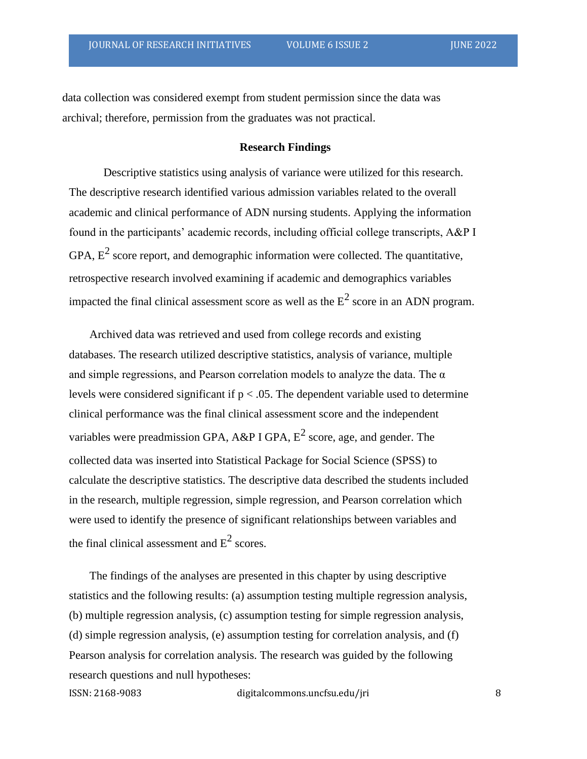data collection was considered exempt from student permission since the data was archival; therefore, permission from the graduates was not practical.

## Research Findings

Descriptive statistics using analysis of variance were utilized for this research. The descriptive research identified various admission variables related to the overall academic and clinical performance of ADN nursing students. Applying the information found in the participants' academic records, including official college transcripts, A&P I GPA, $E^2$ score report, and demographic information were collected. The quantitative, retrospective research involved examining if academic and demographics variables impacted the final clinical assessment score as well as the $E^2$ score in an ADN program.

Archived data was retrieved and used from college records and existing databases. The research utilized descriptive statistics, analysis of variance, multiple and simple regressions, and Pearson correlation models to analyze the data. The $\alpha$ levels were considered significant if $p < .05$. The dependent variable used to determine clinical performance was the final clinical assessment score and the independent variables were preadmission GPA, A&P I GPA, $E^2$ score, age, and gender. The collected data was inserted into Statistical Package for Social Science (SPSS) to calculate the descriptive statistics. The descriptive data described the students included in the research, multiple regression, simple regression, and Pearson correlation which were used to identify the presence of significant relationships between variables and the final clinical assessment and $E^2$ scores.

The findings of the analyses are presented in this chapter by using descriptive statistics and the following results: (a) assumption testing multiple regression analysis, (b) multiple regression analysis, (c) assumption testing for simple regression analysis, (d) simple regression analysis, (e) assumption testing for correlation analysis, and (f) Pearson analysis for correlation analysis. The research was guided by the following research questions and null hypotheses: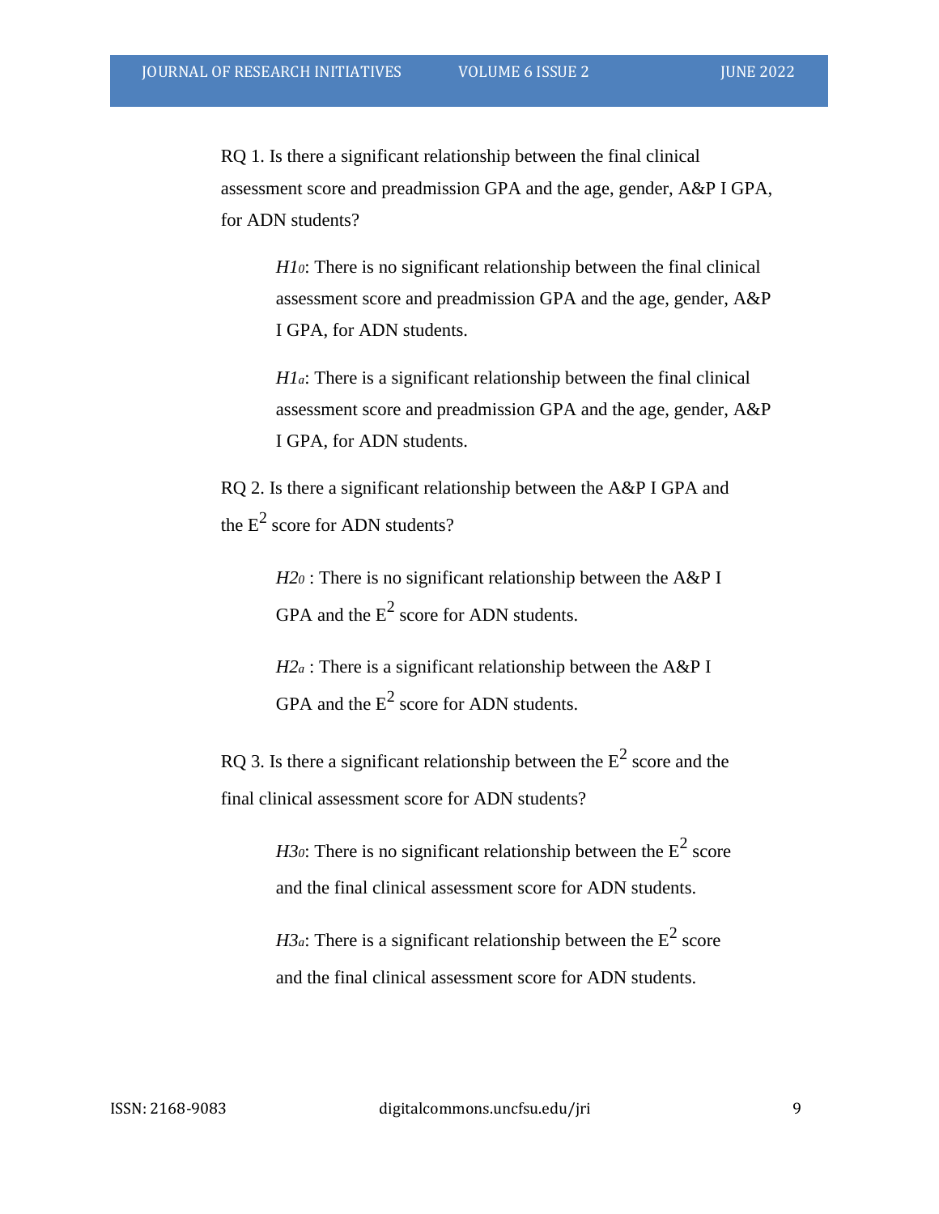RQ 1. Is there a significant relationship between the final clinical assessment score and preadmission GPA and the age, gender, A&P I GPA, for ADN students?

> *$H1_0$*: There is no significant relationship between the final clinical assessment score and preadmission GPA and the age, gender, A&P I GPA, for ADN students.
>
> *$H1_a$*: There is a significant relationship between the final clinical assessment score and preadmission GPA and the age, gender, A&P I GPA, for ADN students.

RQ 2. Is there a significant relationship between the A&P I GPA and the $E^2$ score for ADN students?

> *$H2_0$* : There is no significant relationship between the A&P I GPA and the $E^2$ score for ADN students.
>
> *$H2_a$* : There is a significant relationship between the A&P I GPA and the $E^2$ score for ADN students.

RQ 3. Is there a significant relationship between the $E^2$ score and the final clinical assessment score for ADN students?

> *$H3_0$*: There is no significant relationship between the $E^2$ score and the final clinical assessment score for ADN students.
>
> *$H3_a$*: There is a significant relationship between the $E^2$ score and the final clinical assessment score for ADN students.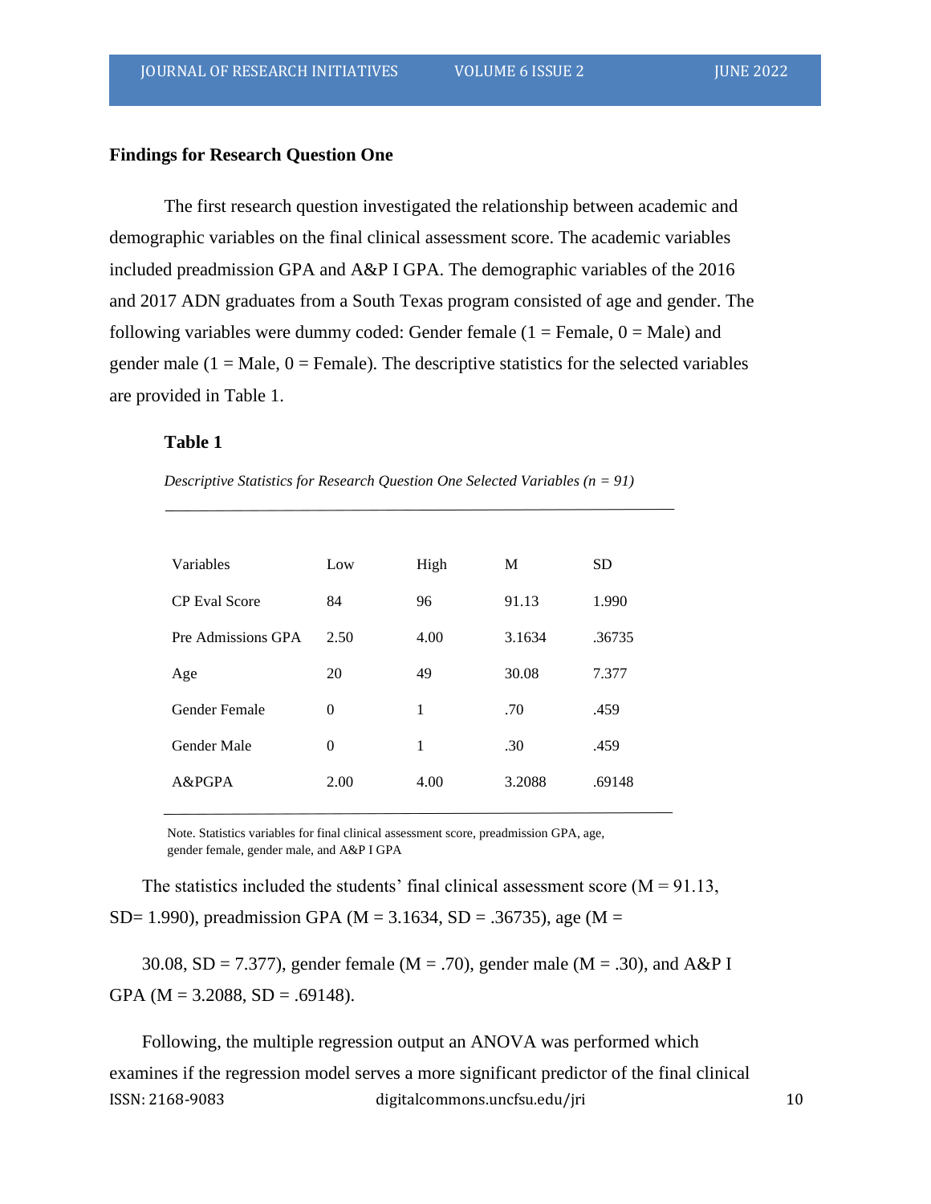**Findings for Research Question One**

The first research question investigated the relationship between academic and demographic variables on the final clinical assessment score. The academic variables included preadmission GPA and A&P I GPA. The demographic variables of the 2016 and 2017 ADN graduates from a South Texas program consisted of age and gender. The following variables were dummy coded: Gender female (1 = Female, 0 = Male) and gender male (1 = Male, 0 = Female). The descriptive statistics for the selected variables are provided in Table 1.

**Table 1**

*Descriptive Statistics for Research Question One Selected Variables (n = 91)*

| Variables | Low | High | M | SD |
|---|---|---|---|---|
| CP Eval Score | 84 | 96 | 91.13 | 1.990 |
| Pre Admissions GPA | 2.50 | 4.00 | 3.1634 | .36735 |
| Age | 20 | 49 | 30.08 | 7.377 |
| Gender Female | 0 | 1 | .70 | .459 |
| Gender Male | 0 | 1 | .30 | .459 |
| A&PGPA | 2.00 | 4.00 | 3.2088 | .69148 |

Note. Statistics variables for final clinical assessment score, preadmission GPA, age, gender female, gender male, and A&P I GPA

The statistics included the students' final clinical assessment score (M = 91.13, SD= 1.990), preadmission GPA (M = 3.1634, SD = .36735), age (M = 30.08, SD = 7.377), gender female (M = .70), gender male (M = .30), and A&P I GPA (M = 3.2088, SD = .69148).

Following, the multiple regression output an ANOVA was performed which examines if the regression model serves a more significant predictor of the final clinical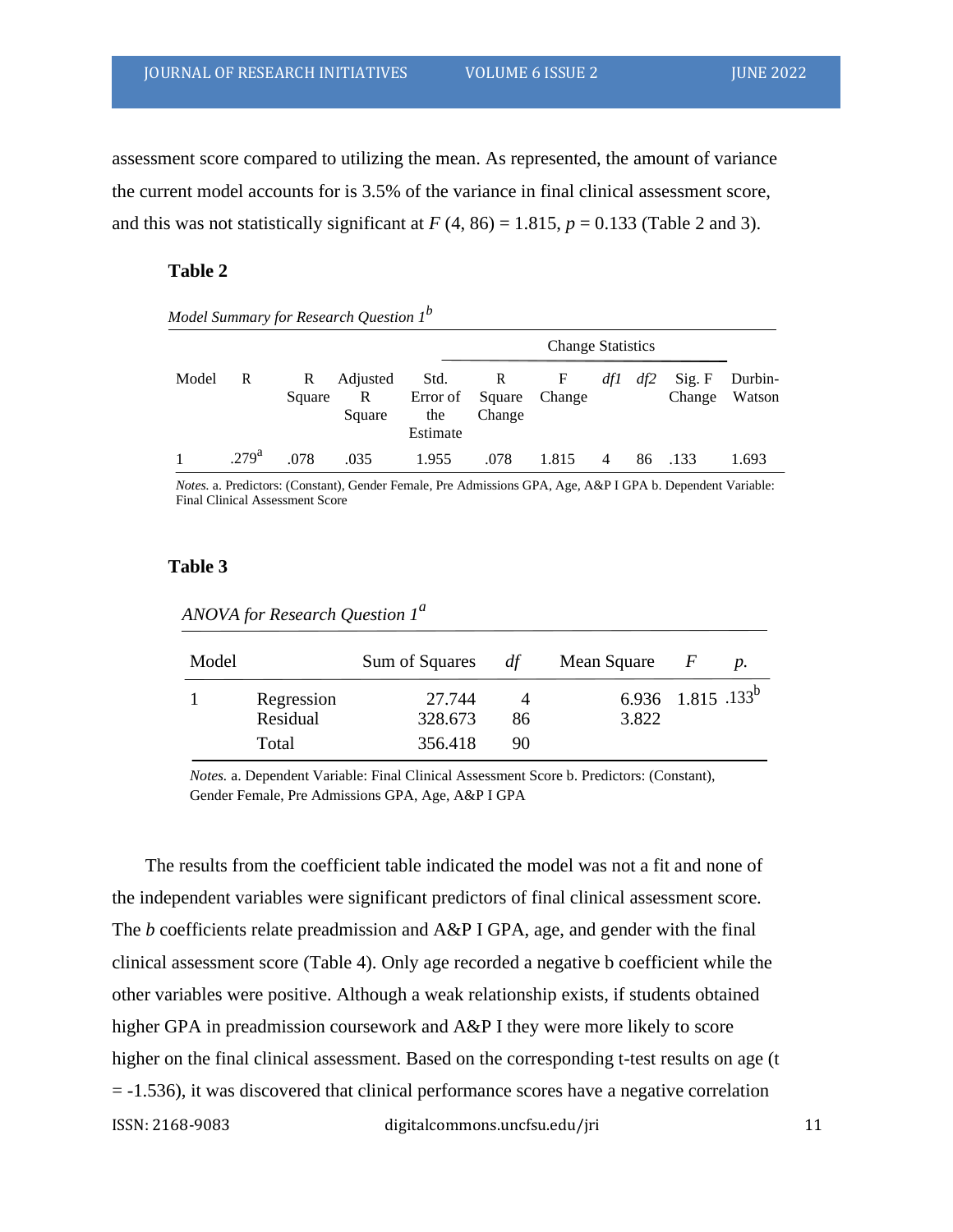assessment score compared to utilizing the mean. As represented, the amount of variance the current model accounts for is 3.5% of the variance in final clinical assessment score, and this was not statistically significant at $F$ (4, 86) = 1.815, $p$ = 0.133 (Table 2 and 3).

**Table 2**

*Model Summary for Research Question 1*[b]

| | | | | | Change Statistics | | | | | |
|---|---|---|---|---|---|---|---|---|---|---|
| Model | R | R Square | Adjusted R Square | Std. Error of the Estimate | R Square Change | F Change | *df1* | *df2* | Sig. F Change | Durbin-Watson |
| 1 | .279[a] | .078 | .035 | 1.955 | .078 | 1.815 | 4 | 86 | .133 | 1.693 |

*Notes.* a. Predictors: (Constant), Gender Female, Pre Admissions GPA, Age, A&P I GPA b. Dependent Variable: Final Clinical Assessment Score

**Table 3**

*ANOVA for Research Question 1*[a]

| Model | | Sum of Squares | *df* | Mean Square | *F* | *p.* |
|---|---|---|---|---|---|---|
| 1 | Regression | 27.744 | 4 | 6.936 | 1.815 | .133[b] |
| | Residual | 328.673 | 86 | 3.822 | | |
| | Total | 356.418 | 90 | | | |

*Notes.* a. Dependent Variable: Final Clinical Assessment Score b. Predictors: (Constant), Gender Female, Pre Admissions GPA, Age, A&P I GPA

The results from the coefficient table indicated the model was not a fit and none of the independent variables were significant predictors of final clinical assessment score. The *b* coefficients relate preadmission and A&P I GPA, age, and gender with the final clinical assessment score (Table 4). Only age recorded a negative b coefficient while the other variables were positive. Although a weak relationship exists, if students obtained higher GPA in preadmission coursework and A&P I they were more likely to score higher on the final clinical assessment. Based on the corresponding t-test results on age (t = -1.536), it was discovered that clinical performance scores have a negative correlation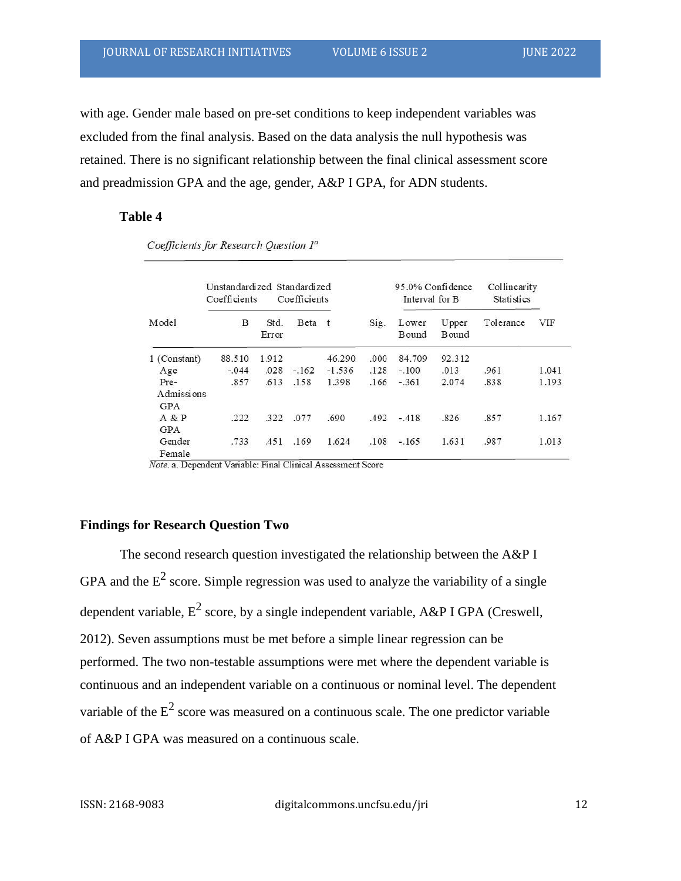with age. Gender male based on pre-set conditions to keep independent variables was excluded from the final analysis. Based on the data analysis the null hypothesis was retained. There is no significant relationship between the final clinical assessment score and preadmission GPA and the age, gender, A&P I GPA, for ADN students.

**Table 4**

*Coefficients for Research Question 1*[a]

| Model | Unstandardized Coefficients | | Standardized Coefficients | | | 95.0% Confidence Interval for B | | Collinearity Statistics | |
|---|---|---|---|---|---|---|---|---|---|
| | B | Std. Error | Beta | t | Sig. | Lower Bound | Upper Bound | Tolerance | VIF |
| 1 (Constant) | 88.510 | 1.912 | | 46.290 | .000 | 84.709 | 92.312 | | |
| Age | -.044 | .028 | -.162 | -1.536 | .128 | -.100 | .013 | .961 | 1.041 |
| Pre-Admissions GPA | .857 | .613 | .158 | 1.398 | .166 | -.361 | 2.074 | .838 | 1.193 |
| A & P GPA | .222 | .322 | .077 | .690 | .492 | -.418 | .826 | .857 | 1.167 |
| Gender Female | .733 | .451 | .169 | 1.624 | .108 | -.165 | 1.631 | .987 | 1.013 |

*Note.* a. Dependent Variable: Final Clinical Assessment Score

### Findings for Research Question Two

The second research question investigated the relationship between the A&P I GPA and the $E^2$ score. Simple regression was used to analyze the variability of a single dependent variable, $E^2$ score, by a single independent variable, A&P I GPA (Creswell, 2012). Seven assumptions must be met before a simple linear regression can be performed. The two non-testable assumptions were met where the dependent variable is continuous and an independent variable on a continuous or nominal level. The dependent variable of the $E^2$ score was measured on a continuous scale. The one predictor variable of A&P I GPA was measured on a continuous scale.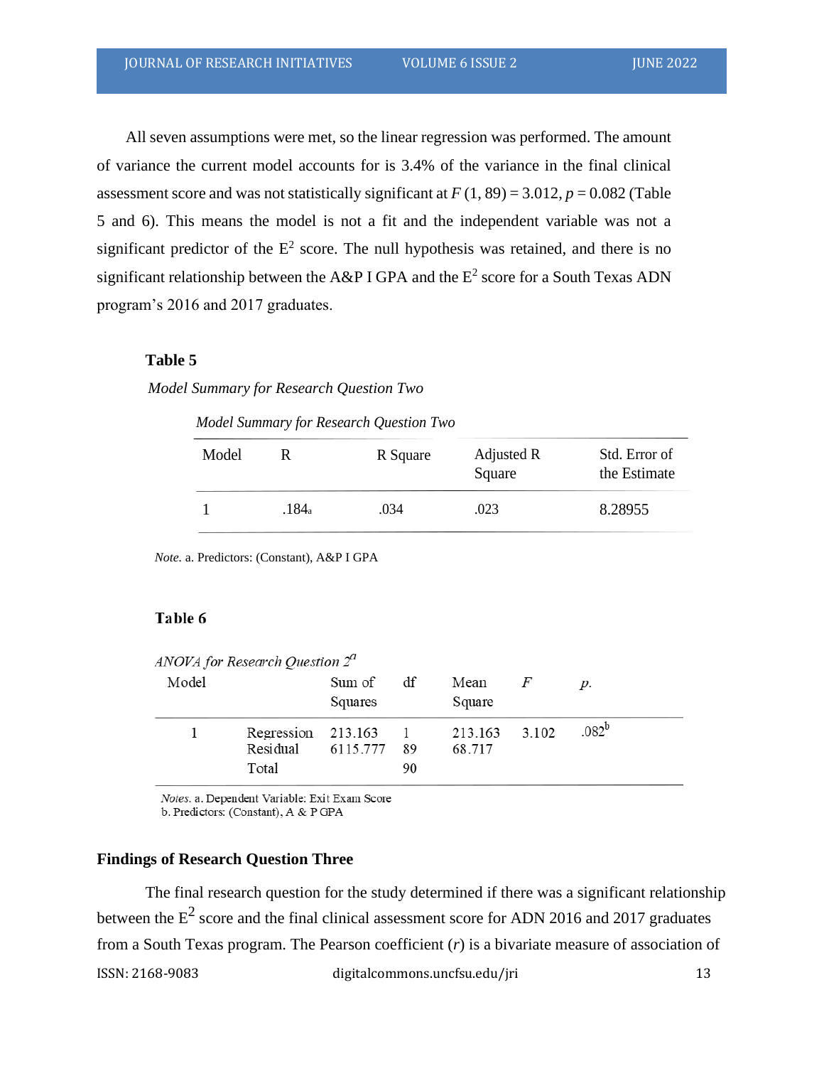All seven assumptions were met, so the linear regression was performed. The amount of variance the current model accounts for is 3.4% of the variance in the final clinical assessment score and was not statistically significant at $F$ (1, 89) = 3.012, $p$ = 0.082 (Table 5 and 6). This means the model is not a fit and the independent variable was not a significant predictor of the $E^2$ score. The null hypothesis was retained, and there is no significant relationship between the A&P I GPA and the $E^2$ score for a South Texas ADN program's 2016 and 2017 graduates.

**Table 5**

*Model Summary for Research Question Two*

*Model Summary for Research Question Two*

| Model | R | R Square | Adjusted R Square | Std. Error of the Estimate |
|---|---|---|---|---|
| 1 | .184[a] | .034 | .023 | 8.28955 |

*Note.* a. Predictors: (Constant), A&P I GPA

**Table 6**

*ANOVA for Research Question 2*[a]

| Model | | Sum of Squares | df | Mean Square | $F$ | $p$. |
|---|---|---|---|---|---|---|
| 1 | Regression | 213.163 | 1 | 213.163 | 3.102 | .082[b] |
| | Residual | 6115.777 | 89 | 68.717 | | |
| | Total | | 90 | | | |

*Notes.* a. Dependent Variable: Exit Exam Score
b. Predictors: (Constant), A & P GPA

### Findings of Research Question Three

The final research question for the study determined if there was a significant relationship between the $E^2$ score and the final clinical assessment score for ADN 2016 and 2017 graduates from a South Texas program. The Pearson coefficient ($r$) is a bivariate measure of association of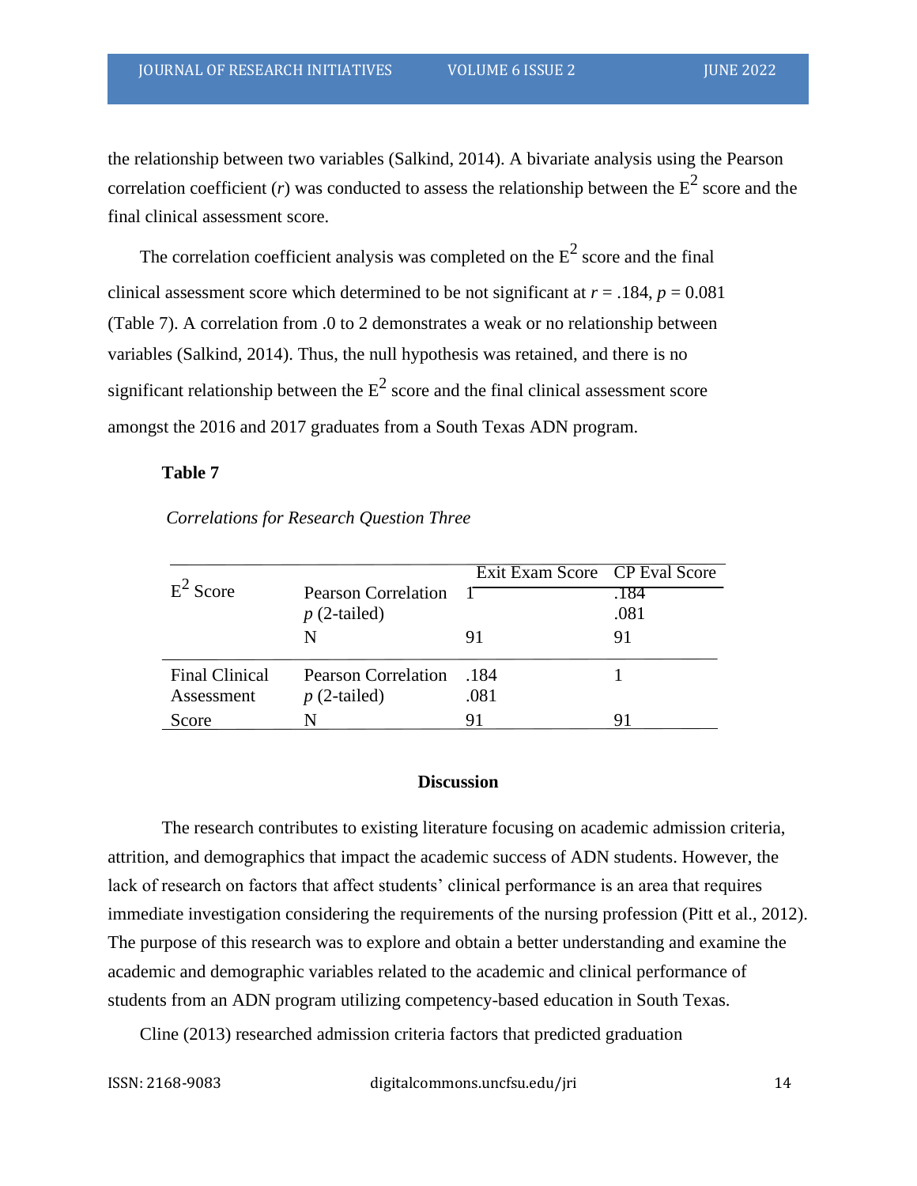the relationship between two variables (Salkind, 2014). A bivariate analysis using the Pearson correlation coefficient (*r*) was conducted to assess the relationship between the $E^2$ score and the final clinical assessment score.

The correlation coefficient analysis was completed on the $E^2$ score and the final clinical assessment score which determined to be not significant at $r = .184$, $p = 0.081$ (Table 7). A correlation from .0 to 2 demonstrates a weak or no relationship between variables (Salkind, 2014). Thus, the null hypothesis was retained, and there is no significant relationship between the $E^2$ score and the final clinical assessment score amongst the 2016 and 2017 graduates from a South Texas ADN program.

**Table 7**

*Correlations for Research Question Three*

| | | Exit Exam Score | CP Eval Score |
|---|---|---|---|
| $E^2$ Score | Pearson Correlation | 1 | .184 |
| | *p* (2-tailed) | | .081 |
| | N | 91 | 91 |
| Final Clinical Assessment Score | Pearson Correlation | .184 | 1 |
| | *p* (2-tailed) | .081 | |
| | N | 91 | 91 |

## Discussion

The research contributes to existing literature focusing on academic admission criteria, attrition, and demographics that impact the academic success of ADN students. However, the lack of research on factors that affect students' clinical performance is an area that requires immediate investigation considering the requirements of the nursing profession (Pitt et al., 2012). The purpose of this research was to explore and obtain a better understanding and examine the academic and demographic variables related to the academic and clinical performance of students from an ADN program utilizing competency-based education in South Texas.

Cline (2013) researched admission criteria factors that predicted graduation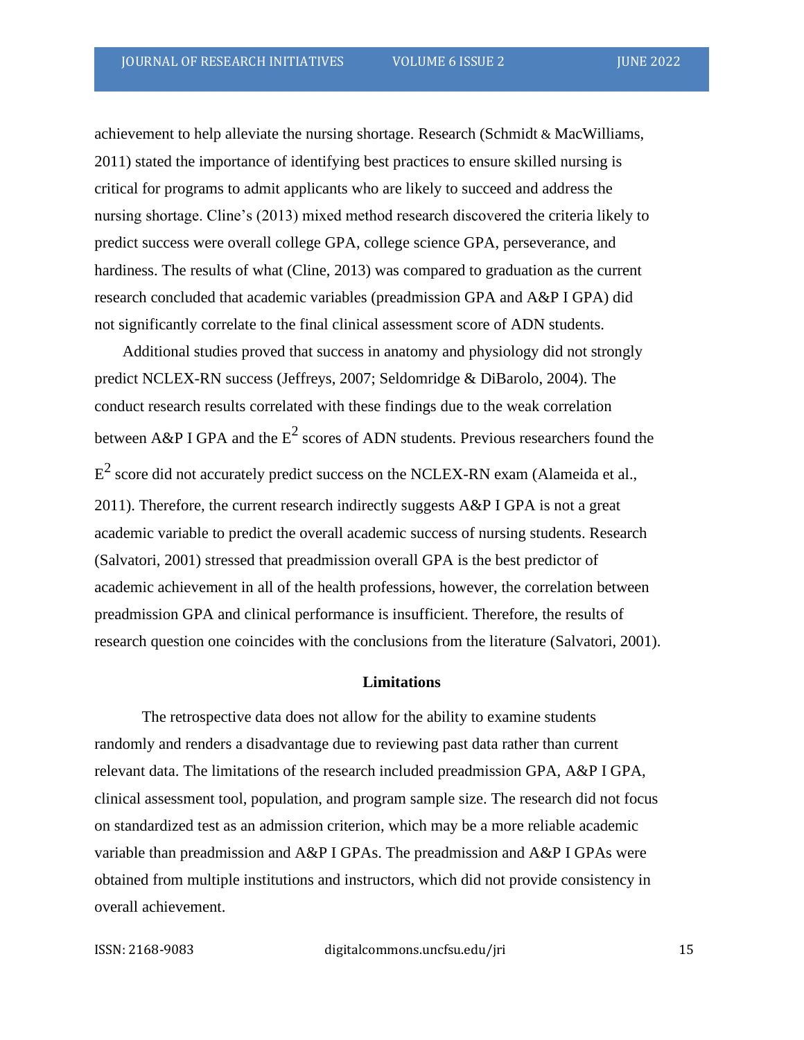achievement to help alleviate the nursing shortage. Research (Schmidt & MacWilliams, 2011) stated the importance of identifying best practices to ensure skilled nursing is critical for programs to admit applicants who are likely to succeed and address the nursing shortage. Cline's (2013) mixed method research discovered the criteria likely to predict success were overall college GPA, college science GPA, perseverance, and hardiness. The results of what (Cline, 2013) was compared to graduation as the current research concluded that academic variables (preadmission GPA and A&P I GPA) did not significantly correlate to the final clinical assessment score of ADN students.

Additional studies proved that success in anatomy and physiology did not strongly predict NCLEX-RN success (Jeffreys, 2007; Seldomridge & DiBarolo, 2004). The conduct research results correlated with these findings due to the weak correlation between A&P I GPA and the $E^2$ scores of ADN students. Previous researchers found the $E^2$ score did not accurately predict success on the NCLEX-RN exam (Alameida et al., 2011). Therefore, the current research indirectly suggests A&P I GPA is not a great academic variable to predict the overall academic success of nursing students. Research (Salvatori, 2001) stressed that preadmission overall GPA is the best predictor of academic achievement in all of the health professions, however, the correlation between preadmission GPA and clinical performance is insufficient. Therefore, the results of research question one coincides with the conclusions from the literature (Salvatori, 2001).

## Limitations

The retrospective data does not allow for the ability to examine students randomly and renders a disadvantage due to reviewing past data rather than current relevant data. The limitations of the research included preadmission GPA, A&P I GPA, clinical assessment tool, population, and program sample size. The research did not focus on standardized test as an admission criterion, which may be a more reliable academic variable than preadmission and A&P I GPAs. The preadmission and A&P I GPAs were obtained from multiple institutions and instructors, which did not provide consistency in overall achievement.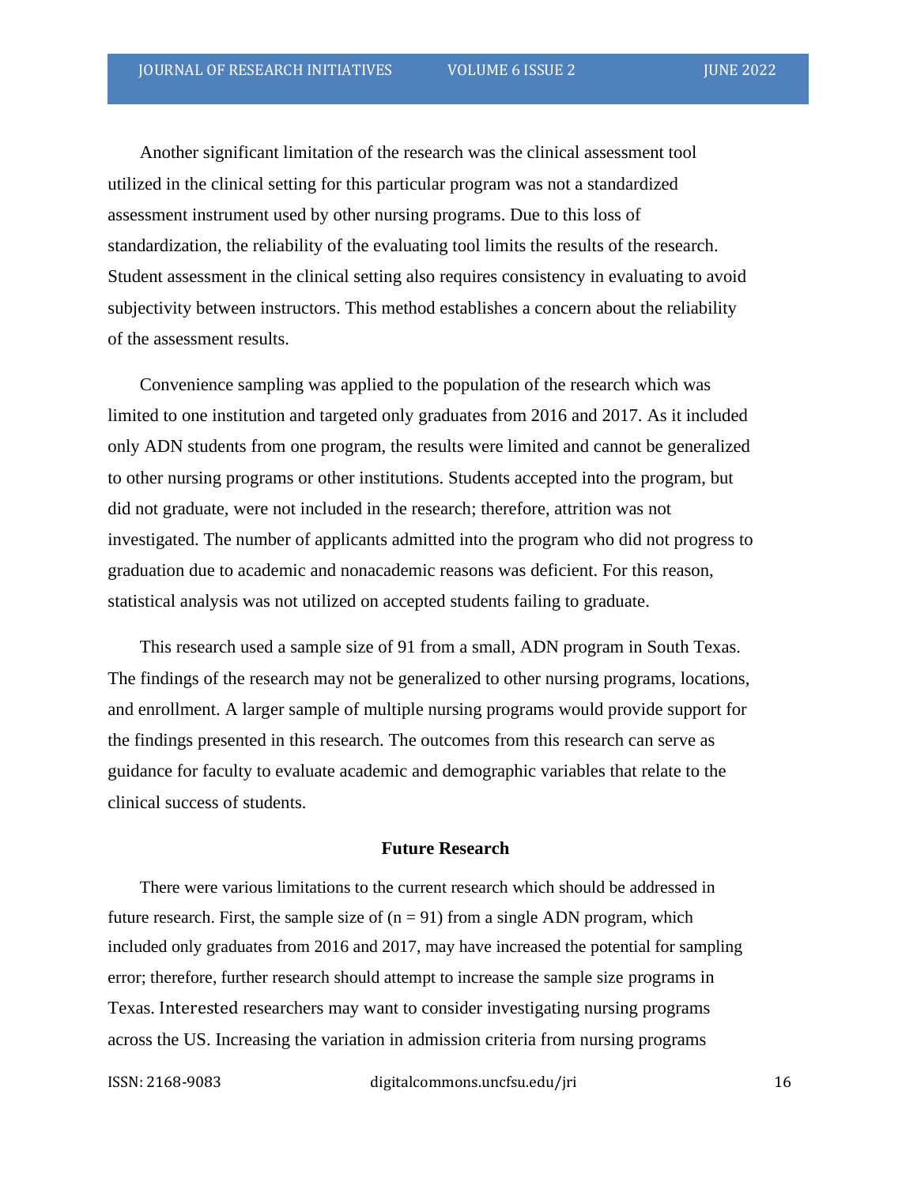Another significant limitation of the research was the clinical assessment tool utilized in the clinical setting for this particular program was not a standardized assessment instrument used by other nursing programs. Due to this loss of standardization, the reliability of the evaluating tool limits the results of the research. Student assessment in the clinical setting also requires consistency in evaluating to avoid subjectivity between instructors. This method establishes a concern about the reliability of the assessment results.

Convenience sampling was applied to the population of the research which was limited to one institution and targeted only graduates from 2016 and 2017. As it included only ADN students from one program, the results were limited and cannot be generalized to other nursing programs or other institutions. Students accepted into the program, but did not graduate, were not included in the research; therefore, attrition was not investigated. The number of applicants admitted into the program who did not progress to graduation due to academic and nonacademic reasons was deficient. For this reason, statistical analysis was not utilized on accepted students failing to graduate.

This research used a sample size of 91 from a small, ADN program in South Texas. The findings of the research may not be generalized to other nursing programs, locations, and enrollment. A larger sample of multiple nursing programs would provide support for the findings presented in this research. The outcomes from this research can serve as guidance for faculty to evaluate academic and demographic variables that relate to the clinical success of students.

## Future Research

There were various limitations to the current research which should be addressed in future research. First, the sample size of ($n = 91$) from a single ADN program, which included only graduates from 2016 and 2017, may have increased the potential for sampling error; therefore, further research should attempt to increase the sample size programs in Texas. Interested researchers may want to consider investigating nursing programs across the US. Increasing the variation in admission criteria from nursing programs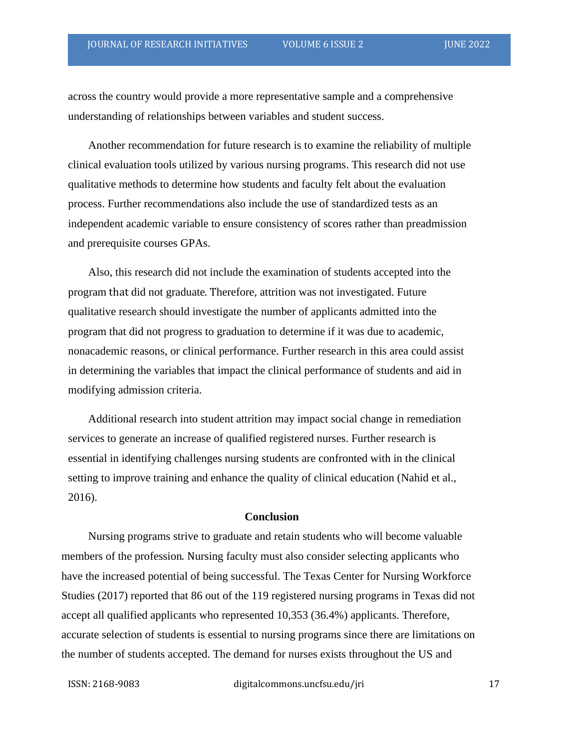across the country would provide a more representative sample and a comprehensive understanding of relationships between variables and student success.

Another recommendation for future research is to examine the reliability of multiple clinical evaluation tools utilized by various nursing programs. This research did not use qualitative methods to determine how students and faculty felt about the evaluation process. Further recommendations also include the use of standardized tests as an independent academic variable to ensure consistency of scores rather than preadmission and prerequisite courses GPAs.

Also, this research did not include the examination of students accepted into the program that did not graduate. Therefore, attrition was not investigated. Future qualitative research should investigate the number of applicants admitted into the program that did not progress to graduation to determine if it was due to academic, nonacademic reasons, or clinical performance. Further research in this area could assist in determining the variables that impact the clinical performance of students and aid in modifying admission criteria.

Additional research into student attrition may impact social change in remediation services to generate an increase of qualified registered nurses. Further research is essential in identifying challenges nursing students are confronted with in the clinical setting to improve training and enhance the quality of clinical education (Nahid et al., 2016).

## Conclusion

Nursing programs strive to graduate and retain students who will become valuable members of the profession. Nursing faculty must also consider selecting applicants who have the increased potential of being successful. The Texas Center for Nursing Workforce Studies (2017) reported that 86 out of the 119 registered nursing programs in Texas did not accept all qualified applicants who represented 10,353 (36.4%) applicants. Therefore, accurate selection of students is essential to nursing programs since there are limitations on the number of students accepted. The demand for nurses exists throughout the US and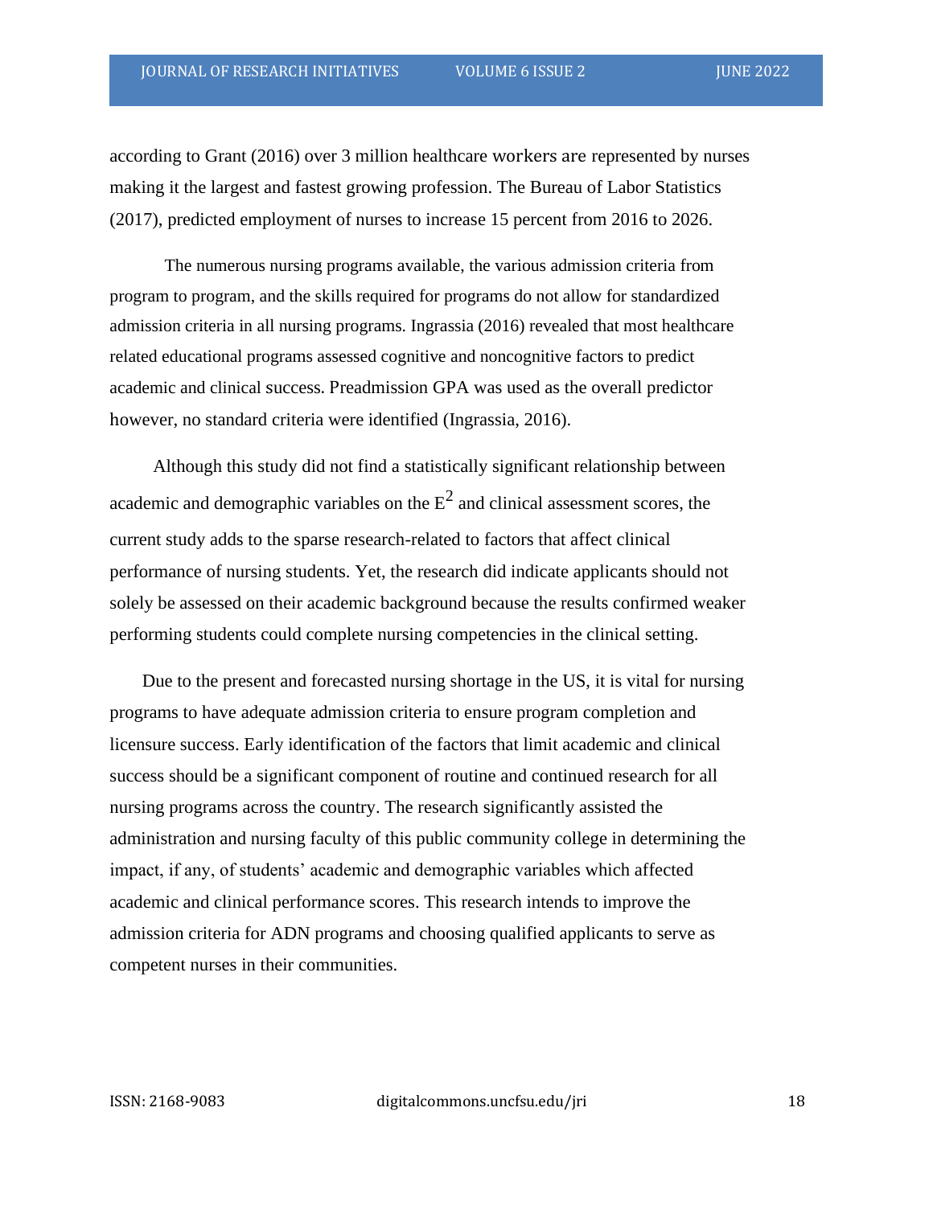according to Grant (2016) over 3 million healthcare workers are represented by nurses making it the largest and fastest growing profession. The Bureau of Labor Statistics (2017), predicted employment of nurses to increase 15 percent from 2016 to 2026.

The numerous nursing programs available, the various admission criteria from program to program, and the skills required for programs do not allow for standardized admission criteria in all nursing programs. Ingrassia (2016) revealed that most healthcare related educational programs assessed cognitive and noncognitive factors to predict academic and clinical success. Preadmission GPA was used as the overall predictor however, no standard criteria were identified (Ingrassia, 2016).

Although this study did not find a statistically significant relationship between academic and demographic variables on the $E^2$ and clinical assessment scores, the current study adds to the sparse research-related to factors that affect clinical performance of nursing students. Yet, the research did indicate applicants should not solely be assessed on their academic background because the results confirmed weaker performing students could complete nursing competencies in the clinical setting.

Due to the present and forecasted nursing shortage in the US, it is vital for nursing programs to have adequate admission criteria to ensure program completion and licensure success. Early identification of the factors that limit academic and clinical success should be a significant component of routine and continued research for all nursing programs across the country. The research significantly assisted the administration and nursing faculty of this public community college in determining the impact, if any, of students' academic and demographic variables which affected academic and clinical performance scores. This research intends to improve the admission criteria for ADN programs and choosing qualified applicants to serve as competent nurses in their communities.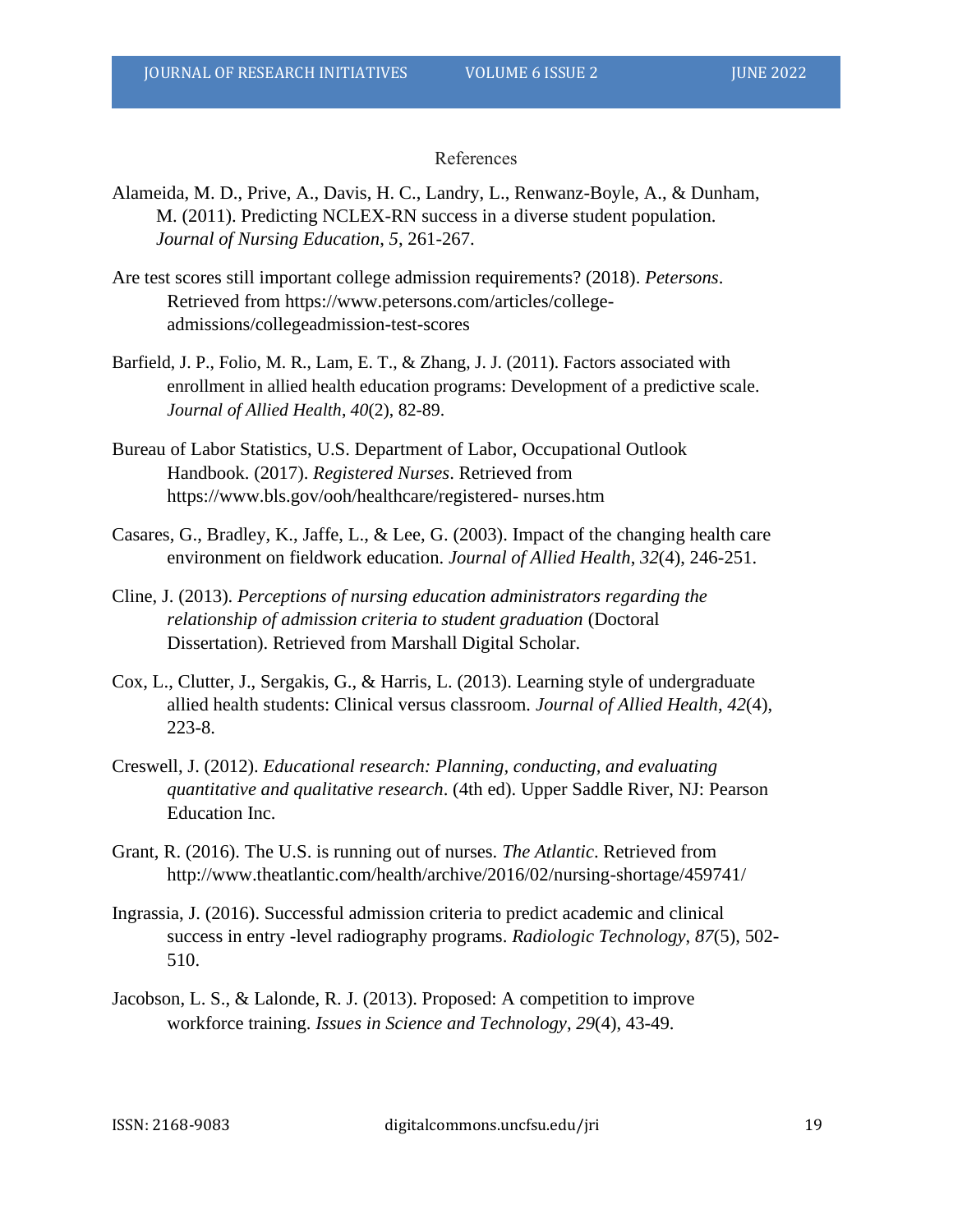## References

Alameida, M. D., Prive, A., Davis, H. C., Landry, L., Renwanz-Boyle, A., & Dunham, M. (2011). Predicting NCLEX-RN success in a diverse student population. *Journal of Nursing Education*, *5*, 261-267.

Are test scores still important college admission requirements? (2018). *Petersons*. Retrieved from https://www.petersons.com/articles/college-admissions/collegeadmission-test-scores

Barfield, J. P., Folio, M. R., Lam, E. T., & Zhang, J. J. (2011). Factors associated with enrollment in allied health education programs: Development of a predictive scale. *Journal of Allied Health*, *40*(2), 82-89.

Bureau of Labor Statistics, U.S. Department of Labor, Occupational Outlook Handbook. (2017). *Registered Nurses*. Retrieved from https://www.bls.gov/ooh/healthcare/registered- nurses.htm

Casares, G., Bradley, K., Jaffe, L., & Lee, G. (2003). Impact of the changing health care environment on fieldwork education. *Journal of Allied Health*, *32*(4), 246-251.

Cline, J. (2013). *Perceptions of nursing education administrators regarding the relationship of admission criteria to student graduation* (Doctoral Dissertation). Retrieved from Marshall Digital Scholar.

Cox, L., Clutter, J., Sergakis, G., & Harris, L. (2013). Learning style of undergraduate allied health students: Clinical versus classroom. *Journal of Allied Health*, *42*(4), 223-8.

Creswell, J. (2012). *Educational research: Planning, conducting, and evaluating quantitative and qualitative research*. (4th ed). Upper Saddle River, NJ: Pearson Education Inc.

Grant, R. (2016). The U.S. is running out of nurses. *The Atlantic*. Retrieved from http://www.theatlantic.com/health/archive/2016/02/nursing-shortage/459741/

Ingrassia, J. (2016). Successful admission criteria to predict academic and clinical success in entry -level radiography programs. *Radiologic Technology*, *87*(5), 502-510.

Jacobson, L. S., & Lalonde, R. J. (2013). Proposed: A competition to improve workforce training. *Issues in Science and Technology*, *29*(4), 43-49.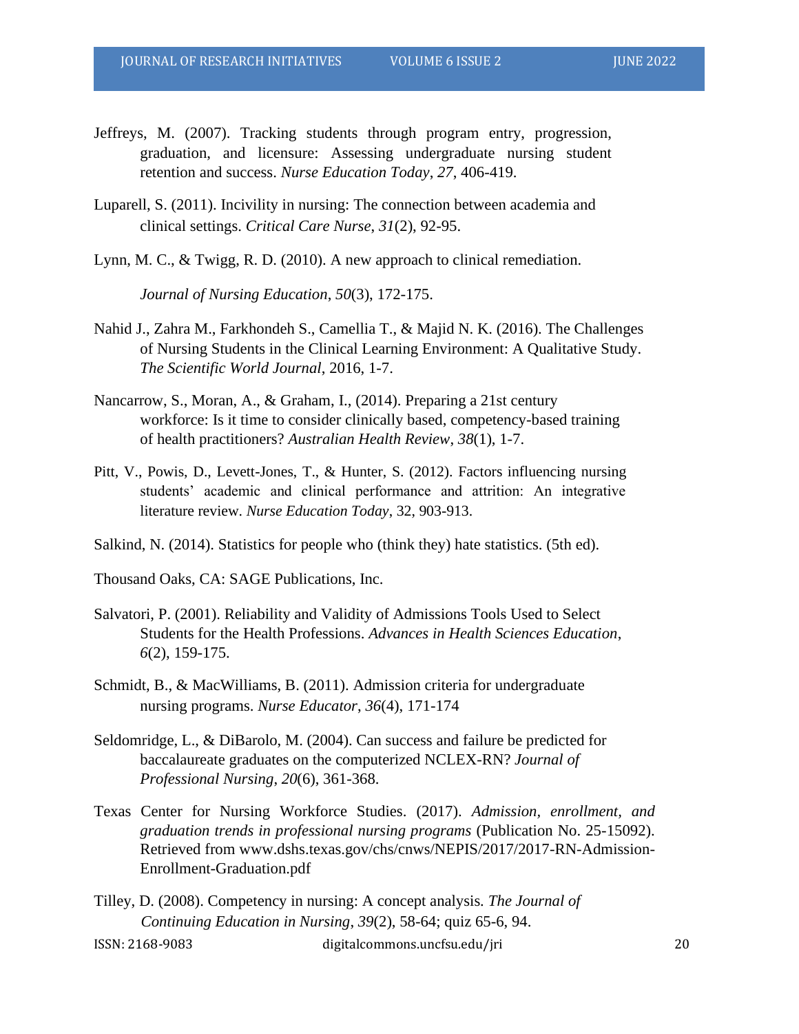Jeffreys, M. (2007). Tracking students through program entry, progression, graduation, and licensure: Assessing undergraduate nursing student retention and success. *Nurse Education Today*, *27*, 406-419.

Luparell, S. (2011). Incivility in nursing: The connection between academia and clinical settings. *Critical Care Nurse*, *31*(2), 92-95.

Lynn, M. C., & Twigg, R. D. (2010). A new approach to clinical remediation.

*Journal of Nursing Education*, *50*(3), 172-175.

Nahid J., Zahra M., Farkhondeh S., Camellia T., & Majid N. K. (2016). The Challenges of Nursing Students in the Clinical Learning Environment: A Qualitative Study. *The Scientific World Journal*, 2016, 1-7.

Nancarrow, S., Moran, A., & Graham, I., (2014). Preparing a 21st century workforce: Is it time to consider clinically based, competency-based training of health practitioners? *Australian Health Review*, *38*(1), 1-7.

Pitt, V., Powis, D., Levett-Jones, T., & Hunter, S. (2012). Factors influencing nursing students' academic and clinical performance and attrition: An integrative literature review. *Nurse Education Today*, 32, 903-913.

Salkind, N. (2014). Statistics for people who (think they) hate statistics. (5th ed).

Thousand Oaks, CA: SAGE Publications, Inc.

Salvatori, P. (2001). Reliability and Validity of Admissions Tools Used to Select Students for the Health Professions. *Advances in Health Sciences Education*, *6*(2), 159-175.

Schmidt, B., & MacWilliams, B. (2011). Admission criteria for undergraduate nursing programs. *Nurse Educator*, *36*(4), 171-174

Seldomridge, L., & DiBarolo, M. (2004). Can success and failure be predicted for baccalaureate graduates on the computerized NCLEX-RN? *Journal of Professional Nursing*, *20*(6), 361-368.

Texas Center for Nursing Workforce Studies. (2017). *Admission, enrollment, and graduation trends in professional nursing programs* (Publication No. 25-15092). Retrieved from www.dshs.texas.gov/chs/cnws/NEPIS/2017/2017-RN-Admission-Enrollment-Graduation.pdf

Tilley, D. (2008). Competency in nursing: A concept analysis. *The Journal of Continuing Education in Nursing*, *39*(2), 58-64; quiz 65-6, 94.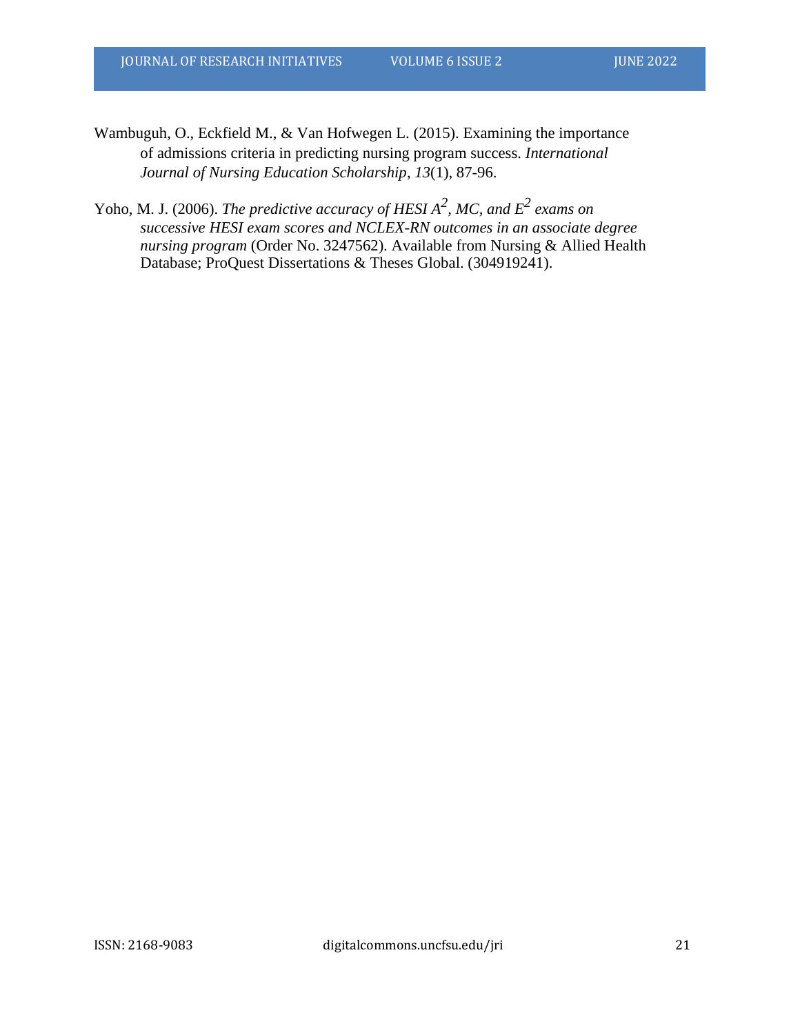Wambuguh, O., Eckfield M., & Van Hofwegen L. (2015). Examining the importance of admissions criteria in predicting nursing program success. *International Journal of Nursing Education Scholarship*, *13*(1), 87-96.

Yoho, M. J. (2006). *The predictive accuracy of HESI $A^2$, MC, and $E^2$ exams on successive HESI exam scores and NCLEX-RN outcomes in an associate degree nursing program* (Order No. 3247562). Available from Nursing & Allied Health Database; ProQuest Dissertations & Theses Global. (304919241).